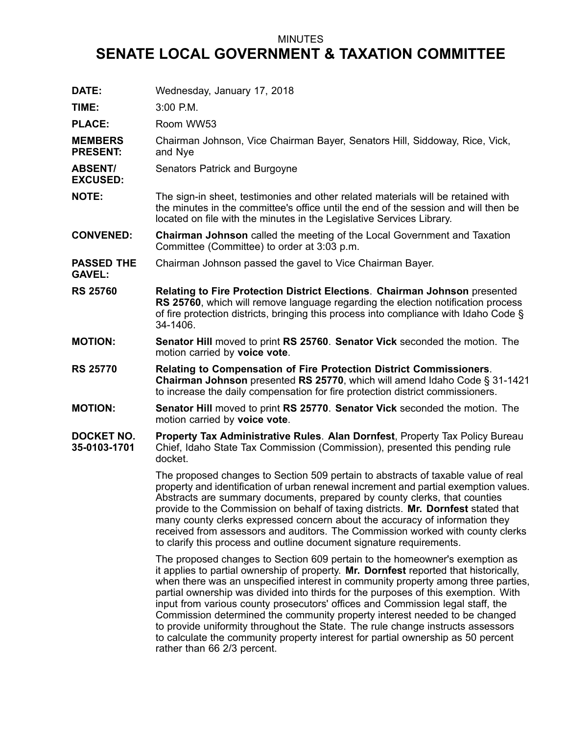MINUTES

# SENATE LOCAL GOVERNMENT & TAXATION COMMITTEE

**DATE:** Wednesday, January 17, 2018

**TIME:** 3:00 P.M.

**PLACE:** Room WW53

**MEMBERS PRESENT:** Chairman Johnson, Vice Chairman Bayer, Senators Hill, Siddoway, Rice, Vick, and Nye

**ABSENT/ EXCUSED:** Senators Patrick and Burgoyne

**NOTE:** The sign-in sheet, testimonies and other related materials will be retained with the minutes in the committee's office until the end of the session and will then be located on file with the minutes in the Legislative Services Library.

**CONVENED:** **Chairman Johnson** called the meeting of the Local Government and Taxation Committee (Committee) to order at 3:03 p.m.

**PASSED THE GAVEL:** Chairman Johnson passed the gavel to Vice Chairman Bayer.

**RS 25760** **Relating to Fire Protection District Elections**. **Chairman Johnson** presented **RS 25760**, which will remove language regarding the election notification process of fire protection districts, bringing this process into compliance with Idaho Code § 34-1406.

**MOTION:** **Senator Hill** moved to print **RS 25760**. **Senator Vick** seconded the motion. The motion carried by **voice vote**.

**RS 25770** **Relating to Compensation of Fire Protection District Commissioners**. **Chairman Johnson** presented **RS 25770**, which will amend Idaho Code § 31-1421 to increase the daily compensation for fire protection district commissioners.

**MOTION:** **Senator Hill** moved to print **RS 25770**. **Senator Vick** seconded the motion. The motion carried by **voice vote**.

**DOCKET NO. 35-0103-1701** **Property Tax Administrative Rules**. **Alan Dornfest**, Property Tax Policy Bureau Chief, Idaho State Tax Commission (Commission), presented this pending rule docket.

The proposed changes to Section 509 pertain to abstracts of taxable value of real property and identification of urban renewal increment and partial exemption values. Abstracts are summary documents, prepared by county clerks, that counties provide to the Commission on behalf of taxing districts. **Mr. Dornfest** stated that many county clerks expressed concern about the accuracy of information they received from assessors and auditors. The Commission worked with county clerks to clarify this process and outline document signature requirements.

The proposed changes to Section 609 pertain to the homeowner's exemption as it applies to partial ownership of property. **Mr. Dornfest** reported that historically, when there was an unspecified interest in community property among three parties, partial ownership was divided into thirds for the purposes of this exemption. With input from various county prosecutors' offices and Commission legal staff, the Commission determined the community property interest needed to be changed to provide uniformity throughout the State. The rule change instructs assessors to calculate the community property interest for partial ownership as 50 percent rather than 66 2/3 percent.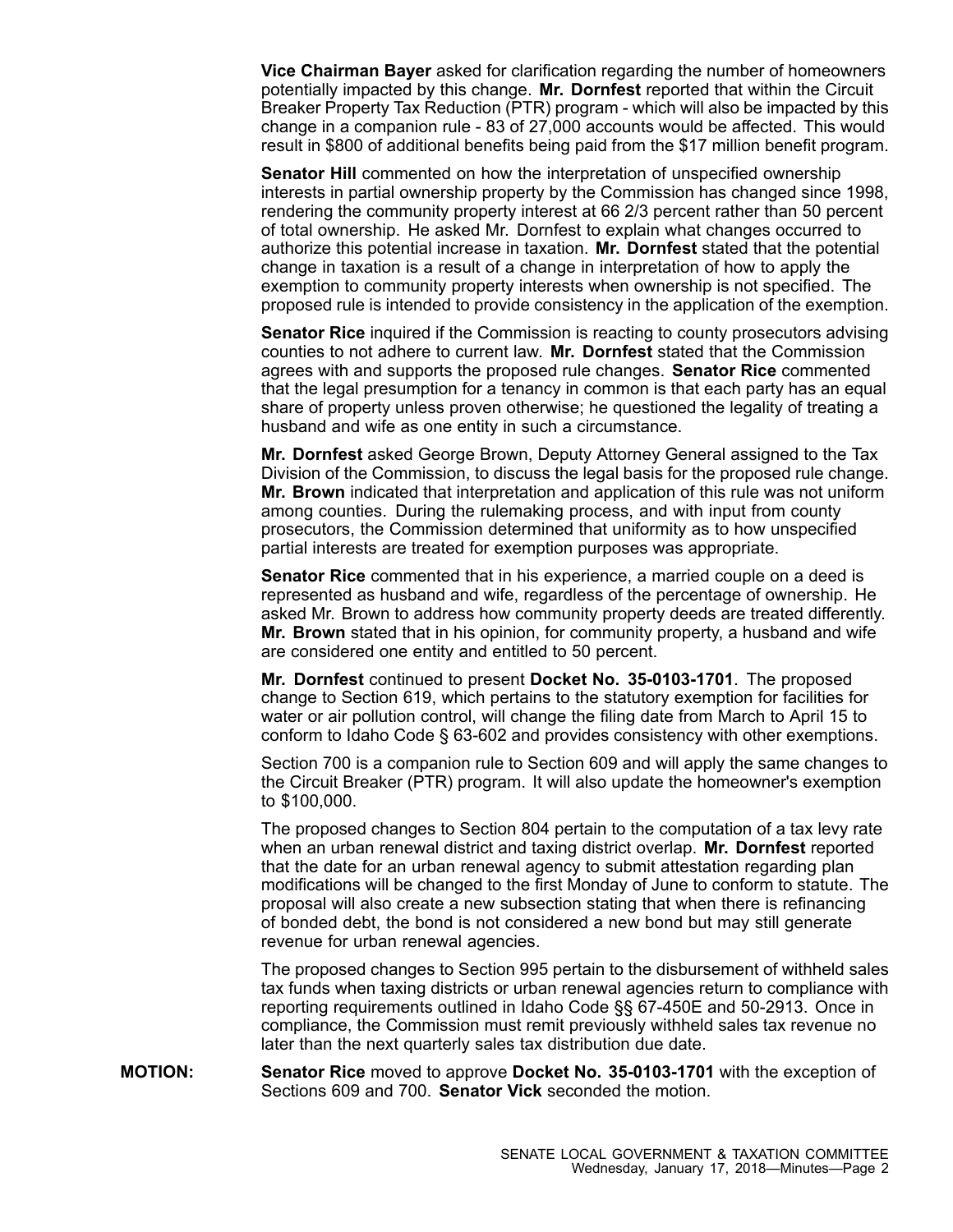**Vice Chairman Bayer** asked for clarification regarding the number of homeowners potentially impacted by this change. **Mr. Dornfest** reported that within the Circuit Breaker Property Tax Reduction (PTR) program - which will also be impacted by this change in a companion rule - 83 of 27,000 accounts would be affected. This would result in $800 of additional benefits being paid from the $17 million benefit program.

**Senator Hill** commented on how the interpretation of unspecified ownership interests in partial ownership property by the Commission has changed since 1998, rendering the community property interest at 66 2/3 percent rather than 50 percent of total ownership. He asked Mr. Dornfest to explain what changes occurred to authorize this potential increase in taxation. **Mr. Dornfest** stated that the potential change in taxation is a result of a change in interpretation of how to apply the exemption to community property interests when ownership is not specified. The proposed rule is intended to provide consistency in the application of the exemption.

**Senator Rice** inquired if the Commission is reacting to county prosecutors advising counties to not adhere to current law. **Mr. Dornfest** stated that the Commission agrees with and supports the proposed rule changes. **Senator Rice** commented that the legal presumption for a tenancy in common is that each party has an equal share of property unless proven otherwise; he questioned the legality of treating a husband and wife as one entity in such a circumstance.

**Mr. Dornfest** asked George Brown, Deputy Attorney General assigned to the Tax Division of the Commission, to discuss the legal basis for the proposed rule change. **Mr. Brown** indicated that interpretation and application of this rule was not uniform among counties. During the rulemaking process, and with input from county prosecutors, the Commission determined that uniformity as to how unspecified partial interests are treated for exemption purposes was appropriate.

**Senator Rice** commented that in his experience, a married couple on a deed is represented as husband and wife, regardless of the percentage of ownership. He asked Mr. Brown to address how community property deeds are treated differently. **Mr. Brown** stated that in his opinion, for community property, a husband and wife are considered one entity and entitled to 50 percent.

**Mr. Dornfest** continued to present **Docket No. 35-0103-1701**. The proposed change to Section 619, which pertains to the statutory exemption for facilities for water or air pollution control, will change the filing date from March to April 15 to conform to Idaho Code § 63-602 and provides consistency with other exemptions.

Section 700 is a companion rule to Section 609 and will apply the same changes to the Circuit Breaker (PTR) program. It will also update the homeowner's exemption to $100,000.

The proposed changes to Section 804 pertain to the computation of a tax levy rate when an urban renewal district and taxing district overlap. **Mr. Dornfest** reported that the date for an urban renewal agency to submit attestation regarding plan modifications will be changed to the first Monday of June to conform to statute. The proposal will also create a new subsection stating that when there is refinancing of bonded debt, the bond is not considered a new bond but may still generate revenue for urban renewal agencies.

The proposed changes to Section 995 pertain to the disbursement of withheld sales tax funds when taxing districts or urban renewal agencies return to compliance with reporting requirements outlined in Idaho Code §§ 67-450E and 50-2913. Once in compliance, the Commission must remit previously withheld sales tax revenue no later than the next quarterly sales tax distribution due date.

**MOTION:** **Senator Rice** moved to approve **Docket No. 35-0103-1701** with the exception of Sections 609 and 700. **Senator Vick** seconded the motion.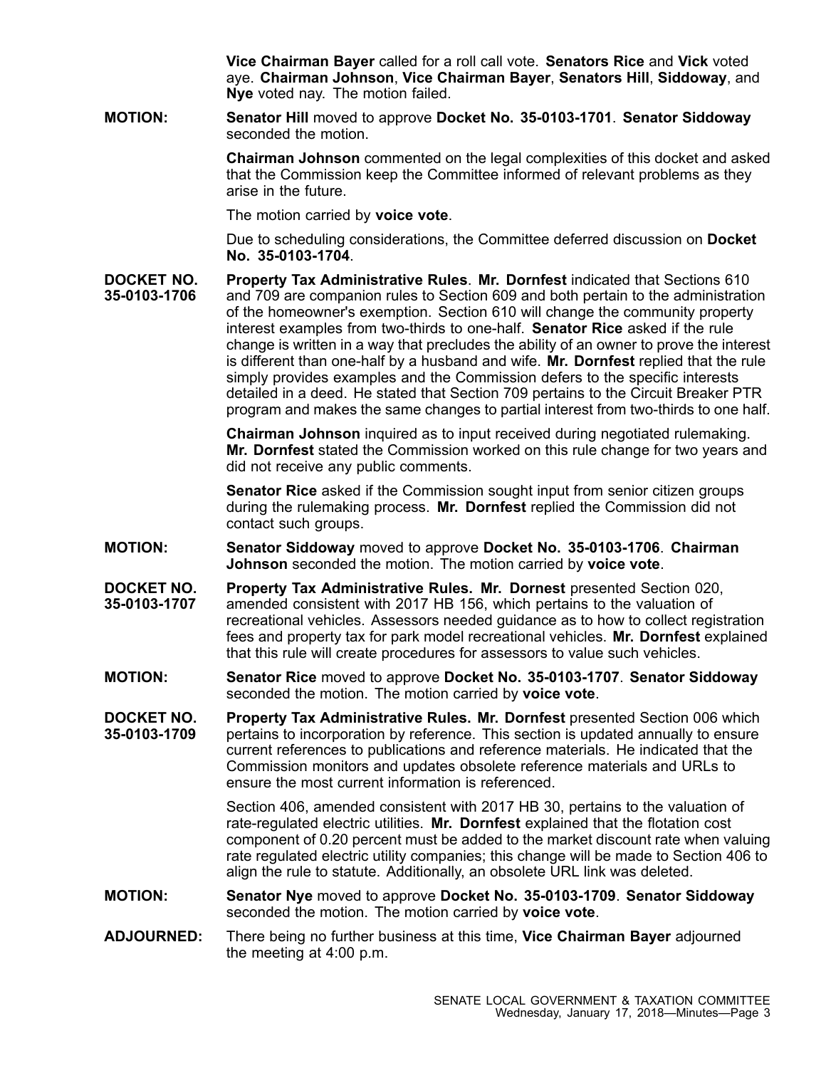**Vice Chairman Bayer** called for a roll call vote. **Senators Rice** and **Vick** voted aye. **Chairman Johnson**, **Vice Chairman Bayer**, **Senators Hill**, **Siddoway**, and **Nye** voted nay. The motion failed.

**MOTION:** **Senator Hill** moved to approve **Docket No. 35-0103-1701**. **Senator Siddoway** seconded the motion.

**Chairman Johnson** commented on the legal complexities of this docket and asked that the Commission keep the Committee informed of relevant problems as they arise in the future.

The motion carried by **voice vote**.

Due to scheduling considerations, the Committee deferred discussion on **Docket No. 35-0103-1704**.

**DOCKET NO. 35-0103-1706** **Property Tax Administrative Rules**. **Mr. Dornfest** indicated that Sections 610 and 709 are companion rules to Section 609 and both pertain to the administration of the homeowner's exemption. Section 610 will change the community property interest examples from two-thirds to one-half. **Senator Rice** asked if the rule change is written in a way that precludes the ability of an owner to prove the interest is different than one-half by a husband and wife. **Mr. Dornfest** replied that the rule simply provides examples and the Commission defers to the specific interests detailed in a deed. He stated that Section 709 pertains to the Circuit Breaker PTR program and makes the same changes to partial interest from two-thirds to one half.

**Chairman Johnson** inquired as to input received during negotiated rulemaking. **Mr. Dornfest** stated the Commission worked on this rule change for two years and did not receive any public comments.

**Senator Rice** asked if the Commission sought input from senior citizen groups during the rulemaking process. **Mr. Dornfest** replied the Commission did not contact such groups.

**MOTION:** **Senator Siddoway** moved to approve **Docket No. 35-0103-1706**. **Chairman Johnson** seconded the motion. The motion carried by **voice vote**.

**DOCKET NO. 35-0103-1707** **Property Tax Administrative Rules. Mr. Dornest** presented Section 020, amended consistent with 2017 HB 156, which pertains to the valuation of recreational vehicles. Assessors needed guidance as to how to collect registration fees and property tax for park model recreational vehicles. **Mr. Dornfest** explained that this rule will create procedures for assessors to value such vehicles.

**MOTION:** **Senator Rice** moved to approve **Docket No. 35-0103-1707**. **Senator Siddoway** seconded the motion. The motion carried by **voice vote**.

**DOCKET NO. 35-0103-1709** **Property Tax Administrative Rules. Mr. Dornfest** presented Section 006 which pertains to incorporation by reference. This section is updated annually to ensure current references to publications and reference materials. He indicated that the Commission monitors and updates obsolete reference materials and URLs to ensure the most current information is referenced.

Section 406, amended consistent with 2017 HB 30, pertains to the valuation of rate-regulated electric utilities. **Mr. Dornfest** explained that the flotation cost component of 0.20 percent must be added to the market discount rate when valuing rate regulated electric utility companies; this change will be made to Section 406 to align the rule to statute. Additionally, an obsolete URL link was deleted.

**MOTION:** **Senator Nye** moved to approve **Docket No. 35-0103-1709**. **Senator Siddoway** seconded the motion. The motion carried by **voice vote**.

**ADJOURNED:** There being no further business at this time, **Vice Chairman Bayer** adjourned the meeting at 4:00 p.m.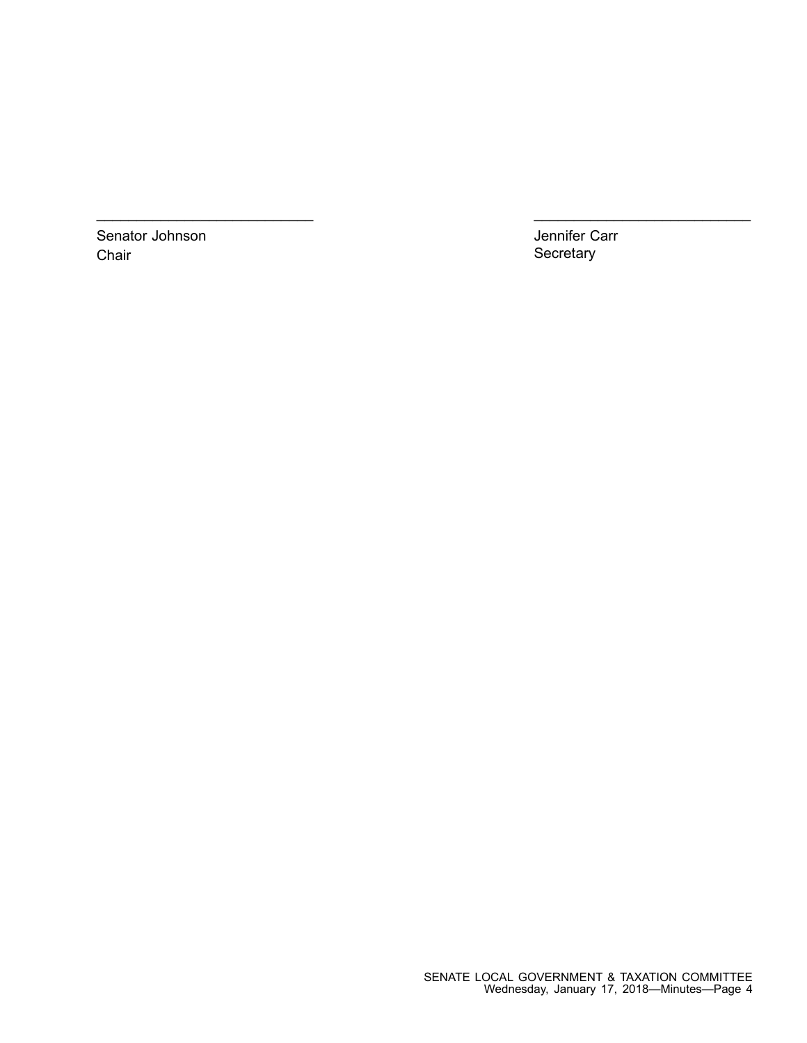___________________________

Senator Johnson
Chair

___________________________

Jennifer Carr
Secretary